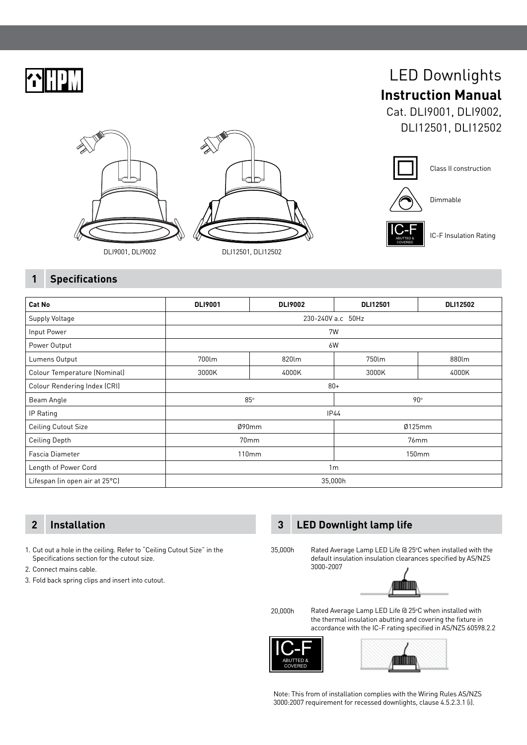HPM

# LED Downlights

## Instruction Manual

Cat. DLI9001, DLI9002, DLI12501, DLI12502

DLI9001, DLI9002

DLI12501, DLI12502

Class II construction

Dimmable

IC-F ABUTTED & COVERED

IC-F Insulation Rating

## 1 Specifications

| Cat No | DLI9001 | DLI9002 | DLI12501 | DLI12502 |
|---|---|---|---|---|
| Supply Voltage | 230-240V a.c 50Hz | | | |
| Input Power | 7W | | | |
| Power Output | 6W | | | |
| Lumens Output | 700lm | 820lm | 750lm | 880lm |
| Colour Temperature (Nominal) | 3000K | 4000K | 3000K | 4000K |
| Colour Rendering Index (CRI) | 80+ | | | |
| Beam Angle | 85° | | 90° | |
| IP Rating | IP44 | | | |
| Ceiling Cutout Size | Ø90mm | | Ø125mm | |
| Ceiling Depth | 70mm | | 76mm | |
| Fascia Diameter | 110mm | | 150mm | |
| Length of Power Cord | 1m | | | |
| Lifespan (in open air at 25°C) | 35,000h | | | |

## 2 Installation

1. Cut out a hole in the ceiling. Refer to "Ceiling Cutout Size" in the Specifications section for the cutout size.
2. Connect mains cable.
3. Fold back spring clips and insert into cutout.

## 3 LED Downlight lamp life

35,000h — Rated Average Lamp LED Life @ 25°C when installed with the default insulation insulation clearances specified by AS/NZS 3000-2007

20,000h — Rated Average Lamp LED Life @ 25°C when installed with the thermal insulation abutting and covering the fixture in accordance with the IC-F rating specified in AS/NZS 60598.2.2

IC-F ABUTTED & COVERED

Note: This from of installation complies with the Wiring Rules AS/NZS 3000:2007 requirement for recessed downlights, clause 4.5.2.3.1 (i).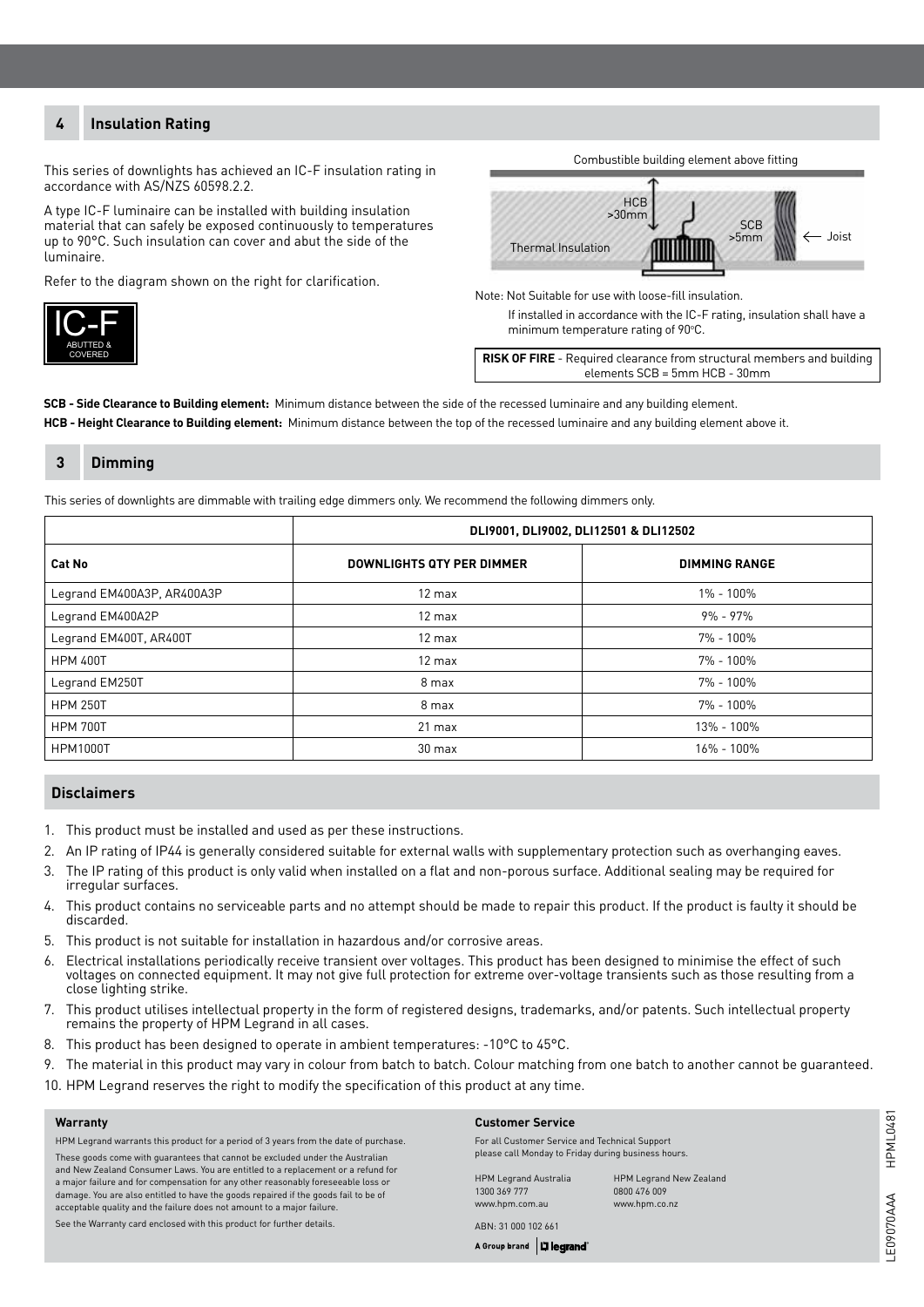## 4 Insulation Rating

This series of downlights has achieved an IC-F insulation rating in accordance with AS/NZS 60598.2.2.

A type IC-F luminaire can be installed with building insulation material that can safely be exposed continuously to temperatures up to 90°C. Such insulation can cover and abut the side of the luminaire.

Refer to the diagram shown on the right for clarification.

IC-F
ABUTTED & COVERED

Combustible building element above fitting

HCB >30mm

SCB >5mm

Joist

Thermal Insulation

Note: Not Suitable for use with loose-fill insulation.

If installed in accordance with the IC-F rating, insulation shall have a minimum temperature rating of 90°C.

**RISK OF FIRE** - Required clearance from structural members and building elements SCB = 5mm HCB - 30mm

**SCB - Side Clearance to Building element:** Minimum distance between the side of the recessed luminaire and any building element.

**HCB - Height Clearance to Building element:** Minimum distance between the top of the recessed luminaire and any building element above it.

## 3 Dimming

This series of downlights are dimmable with trailing edge dimmers only. We recommend the following dimmers only.

| | DLI9001, DLI9002, DLI12501 & DLI12502 | |
|---|---|---|
| **Cat No** | **DOWNLIGHTS QTY PER DIMMER** | **DIMMING RANGE** |
| Legrand EM400A3P, AR400A3P | 12 max | 1% - 100% |
| Legrand EM400A2P | 12 max | 9% - 97% |
| Legrand EM400T, AR400T | 12 max | 7% - 100% |
| HPM 400T | 12 max | 7% - 100% |
| Legrand EM250T | 8 max | 7% - 100% |
| HPM 250T | 8 max | 7% - 100% |
| HPM 700T | 21 max | 13% - 100% |
| HPM1000T | 30 max | 16% - 100% |

## Disclaimers

1. This product must be installed and used as per these instructions.
2. An IP rating of IP44 is generally considered suitable for external walls with supplementary protection such as overhanging eaves.
3. The IP rating of this product is only valid when installed on a flat and non-porous surface. Additional sealing may be required for irregular surfaces.
4. This product contains no serviceable parts and no attempt should be made to repair this product. If the product is faulty it should be discarded.
5. This product is not suitable for installation in hazardous and/or corrosive areas.
6. Electrical installations periodically receive transient over voltages. This product has been designed to minimise the effect of such voltages on connected equipment. It may not give full protection for extreme over-voltage transients such as those resulting from a close lighting strike.
7. This product utilises intellectual property in the form of registered designs, trademarks, and/or patents. Such intellectual property remains the property of HPM Legrand in all cases.
8. This product has been designed to operate in ambient temperatures: -10°C to 45°C.
9. The material in this product may vary in colour from batch to batch. Colour matching from one batch to another cannot be guaranteed.
10. HPM Legrand reserves the right to modify the specification of this product at any time.

### Warranty

HPM Legrand warrants this product for a period of 3 years from the date of purchase.

These goods come with guarantees that cannot be excluded under the Australian and New Zealand Consumer Laws. You are entitled to a replacement or a refund for a major failure and for compensation for any other reasonably foreseeable loss or damage. You are also entitled to have the goods repaired if the goods fail to be of acceptable quality and the failure does not amount to a major failure.

See the Warranty card enclosed with this product for further details.

### Customer Service

For all Customer Service and Technical Support please call Monday to Friday during business hours.

HPM Legrand Australia
1300 369 777
www.hpm.com.au

HPM Legrand New Zealand
0800 476 009
www.hpm.co.nz

ABN: 31 000 102 661

A Group brand legrand

LE09070AAA HPML0481